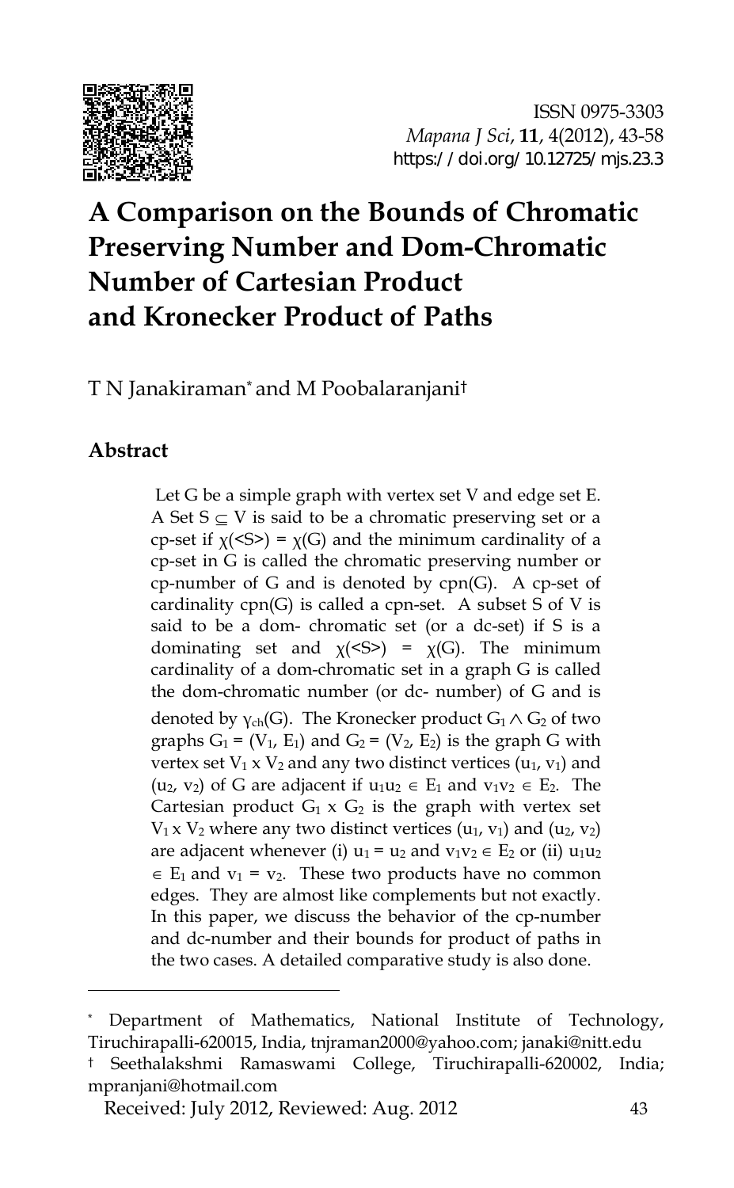ISSN 0975-3303
*Mapana J Sci*, **11**, 4(2012), 43-58
https://doi.org/10.12725/mjs.23.3

# A Comparison on the Bounds of Chromatic Preserving Number and Dom-Chromatic Number of Cartesian Product and Kronecker Product of Paths

T N Janakiraman* and M Poobalaranjani†

## Abstract

Let G be a simple graph with vertex set V and edge set E. A Set $S \subseteq V$ is said to be a chromatic preserving set or a cp-set if $\chi(\langle S \rangle) = \chi(G)$ and the minimum cardinality of a cp-set in G is called the chromatic preserving number or cp-number of G and is denoted by cpn(G). A cp-set of cardinality cpn(G) is called a cpn-set. A subset S of V is said to be a dom- chromatic set (or a dc-set) if S is a dominating set and $\chi(\langle S \rangle) = \chi(G)$. The minimum cardinality of a dom-chromatic set in a graph G is called the dom-chromatic number (or dc- number) of G and is denoted by $\gamma_{ch}(G)$. The Kronecker product $G_1 \wedge G_2$ of two graphs $G_1 = (V_1, E_1)$ and $G_2 = (V_2, E_2)$ is the graph G with vertex set $V_1 \times V_2$ and any two distinct vertices $(u_1, v_1)$ and $(u_2, v_2)$ of G are adjacent if $u_1u_2 \in E_1$ and $v_1v_2 \in E_2$. The Cartesian product $G_1 \times G_2$ is the graph with vertex set $V_1 \times V_2$ where any two distinct vertices $(u_1, v_1)$ and $(u_2, v_2)$ are adjacent whenever (i) $u_1 = u_2$ and $v_1v_2 \in E_2$ or (ii) $u_1u_2 \in E_1$ and $v_1 = v_2$. These two products have no common edges. They are almost like complements but not exactly. In this paper, we discuss the behavior of the cp-number and dc-number and their bounds for product of paths in the two cases. A detailed comparative study is also done.

---

\* Department of Mathematics, National Institute of Technology, Tiruchirapalli-620015, India, tnjraman2000@yahoo.com; janaki@nitt.edu

† Seethalakshmi Ramaswami College, Tiruchirapalli-620002, India; mpranjani@hotmail.com

Received: July 2012, Reviewed: Aug. 2012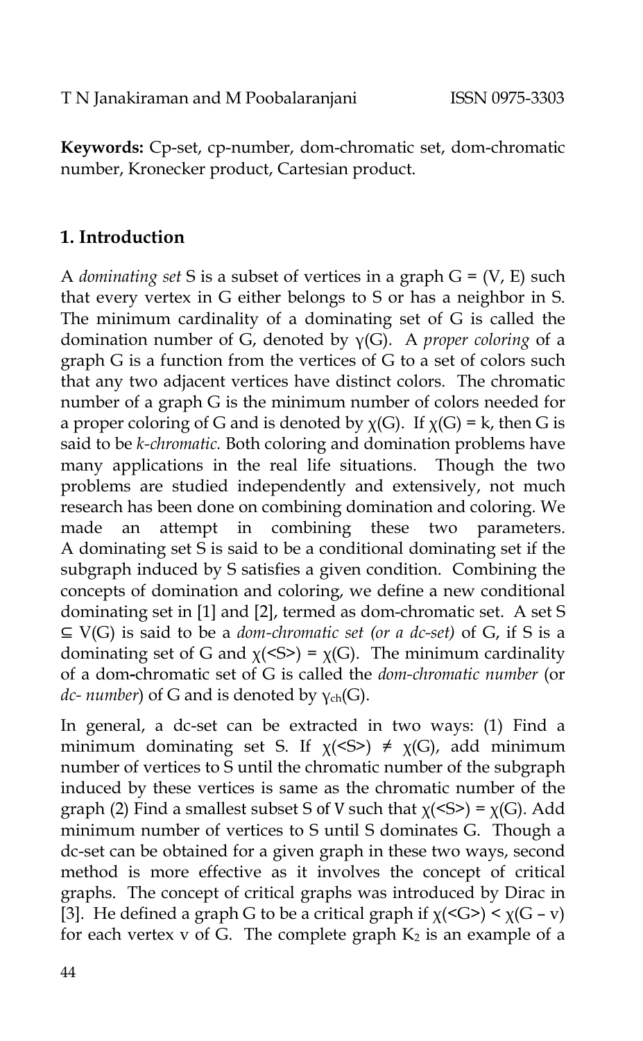**Keywords:** Cp-set, cp-number, dom-chromatic set, dom-chromatic number, Kronecker product, Cartesian product.

## 1. Introduction

A *dominating set* S is a subset of vertices in a graph G = (V, E) such that every vertex in G either belongs to S or has a neighbor in S. The minimum cardinality of a dominating set of G is called the domination number of G, denoted by $\gamma(G)$. A *proper coloring* of a graph G is a function from the vertices of G to a set of colors such that any two adjacent vertices have distinct colors. The chromatic number of a graph G is the minimum number of colors needed for a proper coloring of G and is denoted by $\chi(G)$. If $\chi(G) = k$, then G is said to be *k-chromatic.* Both coloring and domination problems have many applications in the real life situations. Though the two problems are studied independently and extensively, not much research has been done on combining domination and coloring. We made an attempt in combining these two parameters. A dominating set S is said to be a conditional dominating set if the subgraph induced by S satisfies a given condition. Combining the concepts of domination and coloring, we define a new conditional dominating set in [1] and [2], termed as dom-chromatic set. A set S $\subseteq$ V(G) is said to be a *dom-chromatic set (or a dc-set)* of G, if S is a dominating set of G and $\chi(<S>) = \chi(G)$. The minimum cardinality of a dom-chromatic set of G is called the *dom-chromatic number* (or *dc- number*) of G and is denoted by $\gamma_{ch}(G)$.

In general, a dc-set can be extracted in two ways: (1) Find a minimum dominating set S. If $\chi(<S>) \neq \chi(G)$, add minimum number of vertices to S until the chromatic number of the subgraph induced by these vertices is same as the chromatic number of the graph (2) Find a smallest subset S of V such that $\chi(<S>) = \chi(G)$. Add minimum number of vertices to S until S dominates G. Though a dc-set can be obtained for a given graph in these two ways, second method is more effective as it involves the concept of critical graphs. The concept of critical graphs was introduced by Dirac in [3]. He defined a graph G to be a critical graph if $\chi(<G>) < \chi(G - v)$ for each vertex v of G. The complete graph $K_2$ is an example of a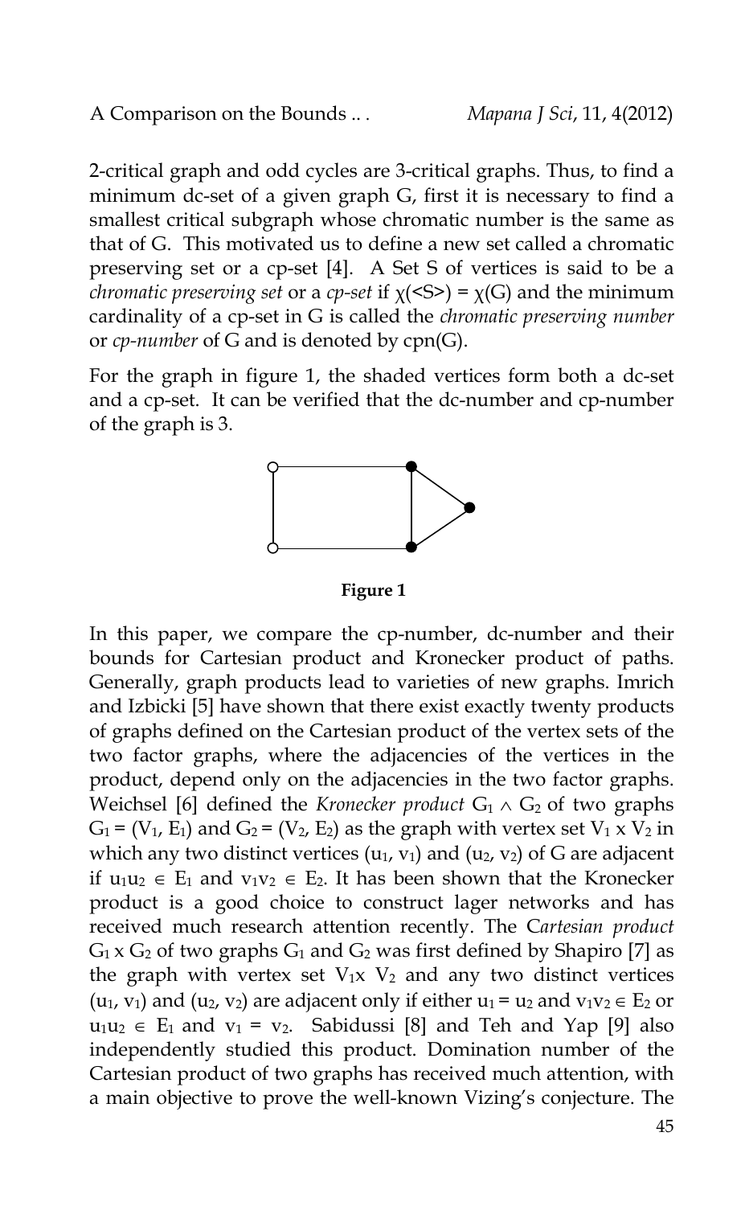2-critical graph and odd cycles are 3-critical graphs. Thus, to find a minimum dc-set of a given graph G, first it is necessary to find a smallest critical subgraph whose chromatic number is the same as that of G. This motivated us to define a new set called a chromatic preserving set or a cp-set [4]. A Set S of vertices is said to be a *chromatic preserving set* or a *cp-set* if $\chi(\langle S \rangle) = \chi(G)$ and the minimum cardinality of a cp-set in G is called the *chromatic preserving number* or *cp-number* of G and is denoted by cpn(G).

For the graph in figure 1, the shaded vertices form both a dc-set and a cp-set. It can be verified that the dc-number and cp-number of the graph is 3.

**Figure 1**

In this paper, we compare the cp-number, dc-number and their bounds for Cartesian product and Kronecker product of paths. Generally, graph products lead to varieties of new graphs. Imrich and Izbicki [5] have shown that there exist exactly twenty products of graphs defined on the Cartesian product of the vertex sets of the two factor graphs, where the adjacencies of the vertices in the product, depend only on the adjacencies in the two factor graphs. Weichsel [6] defined the *Kronecker product* $G_1 \wedge G_2$ of two graphs $G_1 = (V_1, E_1)$ and $G_2 = (V_2, E_2)$ as the graph with vertex set $V_1 \times V_2$ in which any two distinct vertices $(u_1, v_1)$ and $(u_2, v_2)$ of G are adjacent if $u_1u_2 \in E_1$ and $v_1v_2 \in E_2$. It has been shown that the Kronecker product is a good choice to construct lager networks and has received much research attention recently. The C*artesian product* $G_1 \times G_2$ of two graphs $G_1$ and $G_2$ was first defined by Shapiro [7] as the graph with vertex set $V_1 \times V_2$ and any two distinct vertices $(u_1, v_1)$ and $(u_2, v_2)$ are adjacent only if either $u_1 = u_2$ and $v_1v_2 \in E_2$ or $u_1u_2 \in E_1$ and $v_1 = v_2$. Sabidussi [8] and Teh and Yap [9] also independently studied this product. Domination number of the Cartesian product of two graphs has received much attention, with a main objective to prove the well-known Vizing's conjecture. The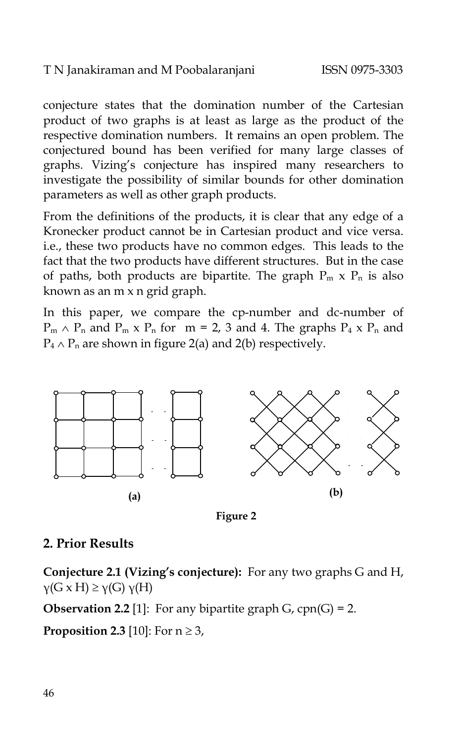conjecture states that the domination number of the Cartesian product of two graphs is at least as large as the product of the respective domination numbers. It remains an open problem. The conjectured bound has been verified for many large classes of graphs. Vizing's conjecture has inspired many researchers to investigate the possibility of similar bounds for other domination parameters as well as other graph products.

From the definitions of the products, it is clear that any edge of a Kronecker product cannot be in Cartesian product and vice versa. i.e., these two products have no common edges. This leads to the fact that the two products have different structures. But in the case of paths, both products are bipartite. The graph $P_m \times P_n$ is also known as an m x n grid graph.

In this paper, we compare the cp-number and dc-number of $P_m \wedge P_n$ and $P_m \times P_n$ for m = 2, 3 and 4. The graphs $P_4 \times P_n$ and $P_4 \wedge P_n$ are shown in figure 2(a) and 2(b) respectively.

(a) (b)

Figure 2

## 2. Prior Results

**Conjecture 2.1 (Vizing's conjecture):** For any two graphs G and H, $\gamma(G \times H) \geq \gamma(G)\, \gamma(H)$

**Observation 2.2** [1]: For any bipartite graph G, cpn(G) = 2.

**Proposition 2.3** [10]: For $n \geq 3$,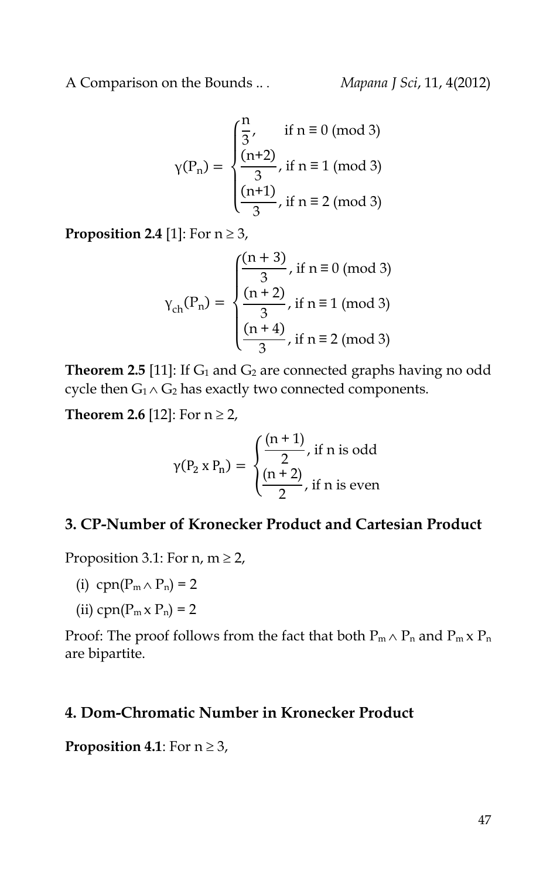$$\gamma(P_n) = \begin{cases} \frac{n}{3}, & \text{if } n \equiv 0 \pmod 3 \\ \frac{(n+2)}{3}, & \text{if } n \equiv 1 \pmod 3 \\ \frac{(n+1)}{3}, & \text{if } n \equiv 2 \pmod 3 \end{cases}$$

**Proposition 2.4** [1]: For $n \geq 3$,

$$\gamma_{ch}(P_n) = \begin{cases} \frac{(n+3)}{3}, & \text{if } n \equiv 0 \pmod 3 \\ \frac{(n+2)}{3}, & \text{if } n \equiv 1 \pmod 3 \\ \frac{(n+4)}{3}, & \text{if } n \equiv 2 \pmod 3 \end{cases}$$

**Theorem 2.5** [11]: If $G_1$ and $G_2$ are connected graphs having no odd cycle then $G_1 \wedge G_2$ has exactly two connected components.

**Theorem 2.6** [12]: For $n \geq 2$,

$$\gamma(P_2 \times P_n) = \begin{cases} \frac{(n+1)}{2}, & \text{if } n \text{ is odd} \\ \frac{(n+2)}{2}, & \text{if } n \text{ is even} \end{cases}$$

## 3. CP-Number of Kronecker Product and Cartesian Product

Proposition 3.1: For $n, m \geq 2$,

(i) $cpn(P_m \wedge P_n) = 2$

(ii) $cpn(P_m \times P_n) = 2$

Proof: The proof follows from the fact that both $P_m \wedge P_n$ and $P_m \times P_n$ are bipartite.

## 4. Dom-Chromatic Number in Kronecker Product

**Proposition 4.1**: For $n \geq 3$,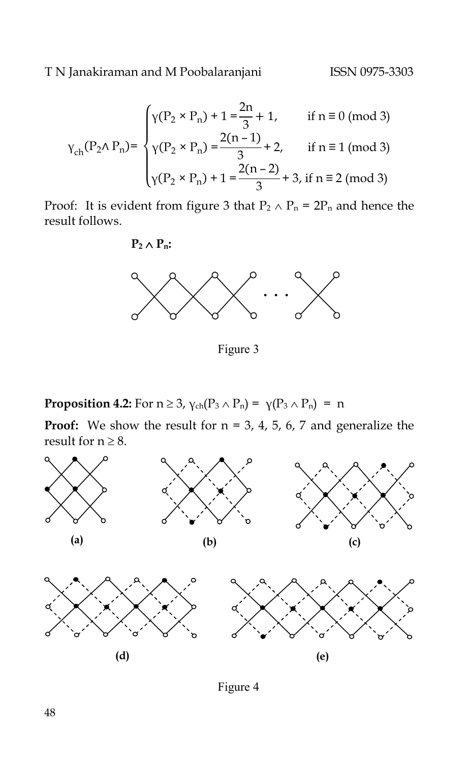$$\gamma_{ch}(P_2 \wedge P_n) = \begin{cases} \gamma(P_2 \times P_n) + 1 = \dfrac{2n}{3} + 1, & \text{if } n \equiv 0 \pmod 3 \\ \gamma(P_2 \times P_n) = \dfrac{2(n-1)}{3} + 2, & \text{if } n \equiv 1 \pmod 3 \\ \gamma(P_2 \times P_n) + 1 = \dfrac{2(n-2)}{3} + 3, & \text{if } n \equiv 2 \pmod 3 \end{cases}$$

Proof: It is evident from figure 3 that $P_2 \wedge P_n = 2P_n$ and hence the result follows.

**$P_2 \wedge P_n$:**

Figure 3

**Proposition 4.2:** For $n \geq 3$, $\gamma_{ch}(P_3 \wedge P_n) = \gamma(P_3 \wedge P_n) = n$

**Proof:** We show the result for n = 3, 4, 5, 6, 7 and generalize the result for $n \geq 8$.

(a) (b) (c)

(d) (e)

Figure 4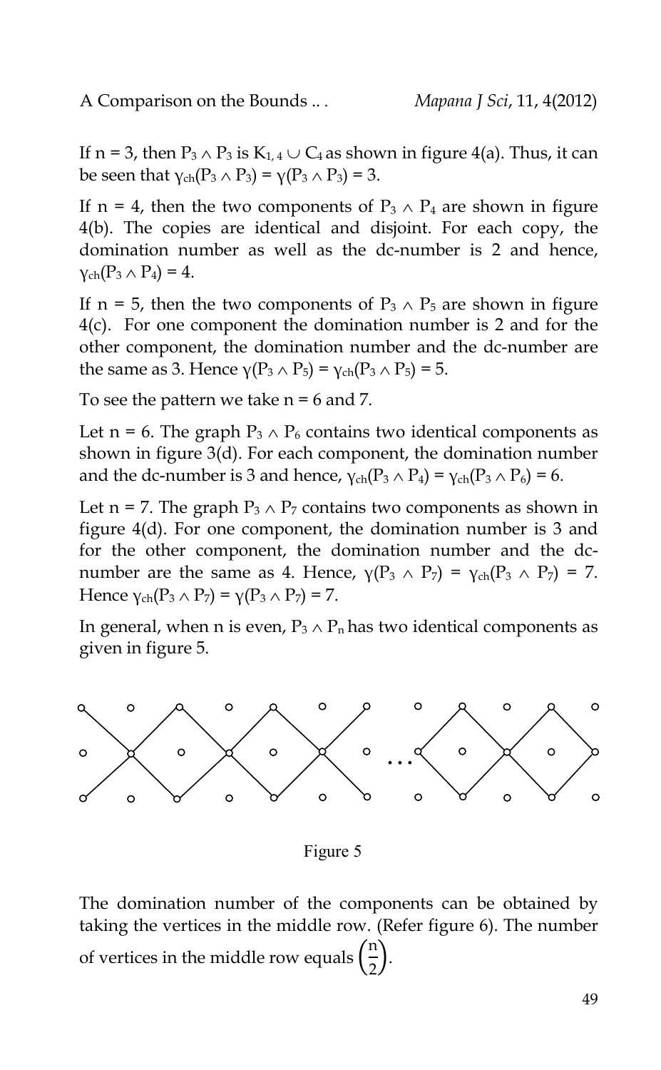If n = 3, then $P_3 \wedge P_3$ is $K_{1,4} \cup C_4$ as shown in figure 4(a). Thus, it can be seen that $\gamma_{ch}(P_3 \wedge P_3) = \gamma(P_3 \wedge P_3) = 3$.

If n = 4, then the two components of $P_3 \wedge P_4$ are shown in figure 4(b). The copies are identical and disjoint. For each copy, the domination number as well as the dc-number is 2 and hence, $\gamma_{ch}(P_3 \wedge P_4) = 4$.

If n = 5, then the two components of $P_3 \wedge P_5$ are shown in figure 4(c). For one component the domination number is 2 and for the other component, the domination number and the dc-number are the same as 3. Hence $\gamma(P_3 \wedge P_5) = \gamma_{ch}(P_3 \wedge P_5) = 5$.

To see the pattern we take n = 6 and 7.

Let n = 6. The graph $P_3 \wedge P_6$ contains two identical components as shown in figure 3(d). For each component, the domination number and the dc-number is 3 and hence, $\gamma_{ch}(P_3 \wedge P_4) = \gamma_{ch}(P_3 \wedge P_6) = 6$.

Let n = 7. The graph $P_3 \wedge P_7$ contains two components as shown in figure 4(d). For one component, the domination number is 3 and for the other component, the domination number and the dc-number are the same as 4. Hence, $\gamma(P_3 \wedge P_7) = \gamma_{ch}(P_3 \wedge P_7) = 7$. Hence $\gamma_{ch}(P_3 \wedge P_7) = \gamma(P_3 \wedge P_7) = 7$.

In general, when n is even, $P_3 \wedge P_n$ has two identical components as given in figure 5.

Figure 5

The domination number of the components can be obtained by taking the vertices in the middle row. (Refer figure 6). The number of vertices in the middle row equals $\left(\frac{n}{2}\right)$.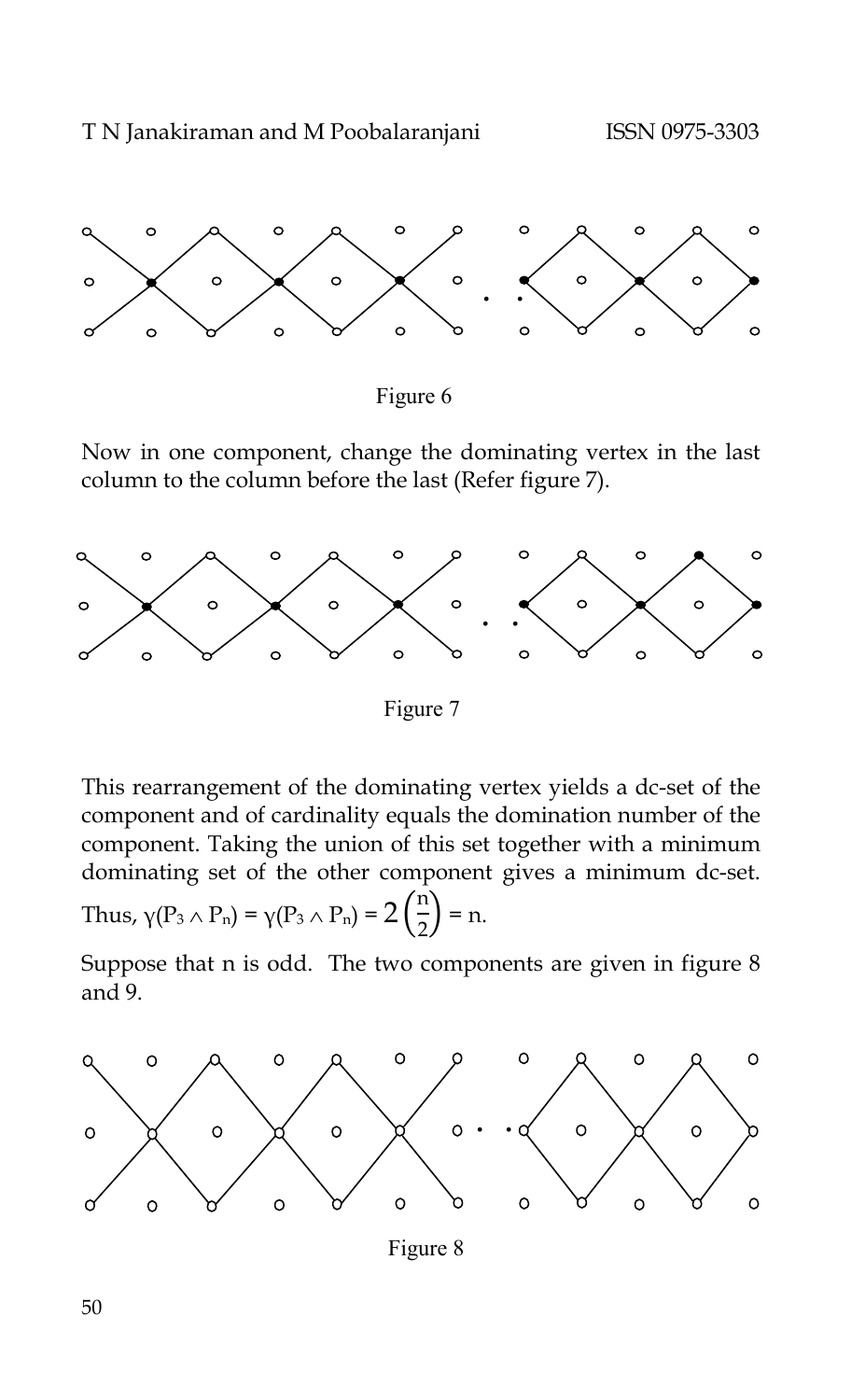Figure 6

Now in one component, change the dominating vertex in the last column to the column before the last (Refer figure 7).

Figure 7

This rearrangement of the dominating vertex yields a dc-set of the component and of cardinality equals the domination number of the component. Taking the union of this set together with a minimum dominating set of the other component gives a minimum dc-set. Thus, $\gamma(P_3 \wedge P_n) = \gamma(P_3 \wedge P_n) = 2\left(\frac{n}{2}\right) = n$.

Suppose that n is odd. The two components are given in figure 8 and 9.

Figure 8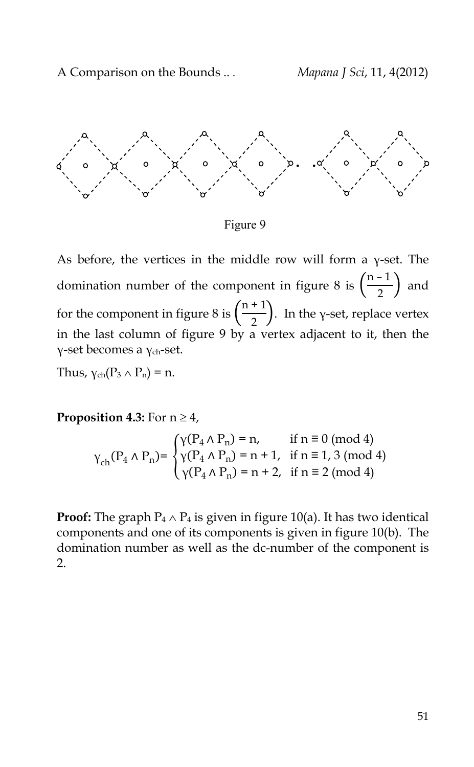Figure 9

As before, the vertices in the middle row will form a γ-set. The domination number of the component in figure 8 is $\left(\frac{n-1}{2}\right)$ and for the component in figure 8 is $\left(\frac{n+1}{2}\right)$. In the γ-set, replace vertex in the last column of figure 9 by a vertex adjacent to it, then the γ-set becomes a $\gamma_{ch}$-set.

Thus, $\gamma_{ch}(P_3 \wedge P_n) = n$.

**Proposition 4.3:** For $n \geq 4$,

$$\gamma_{ch}(P_4 \wedge P_n) = \begin{cases} \gamma(P_4 \wedge P_n) = n, & \text{if } n \equiv 0 \pmod 4 \\ \gamma(P_4 \wedge P_n) = n+1, & \text{if } n \equiv 1, 3 \pmod 4 \\ \gamma(P_4 \wedge P_n) = n+2, & \text{if } n \equiv 2 \pmod 4 \end{cases}$$

**Proof:** The graph $P_4 \wedge P_4$ is given in figure 10(a). It has two identical components and one of its components is given in figure 10(b). The domination number as well as the dc-number of the component is 2.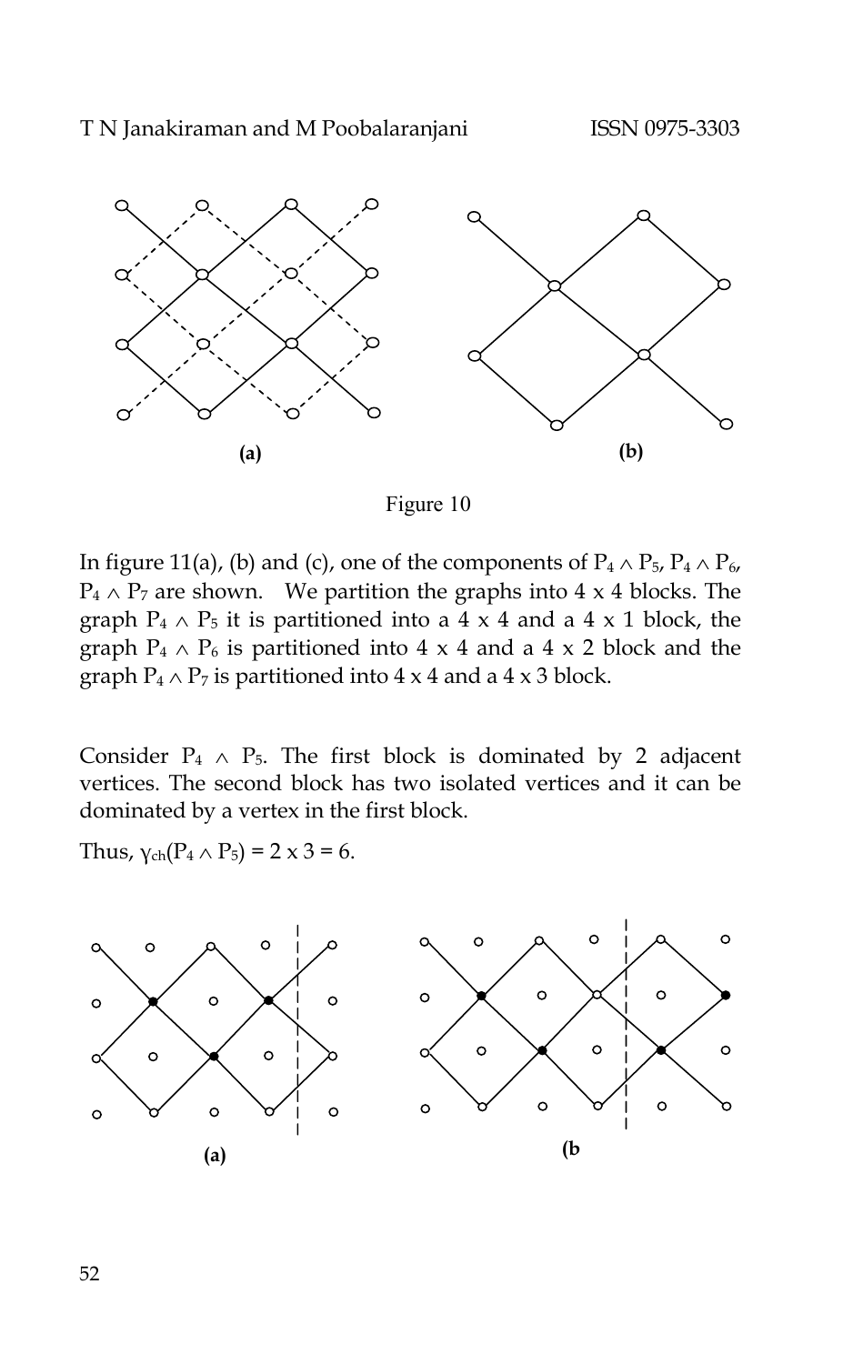(a)

(b)

Figure 10

In figure 11(a), (b) and (c), one of the components of $P_4 \wedge P_5$, $P_4 \wedge P_6$, $P_4 \wedge P_7$ are shown. We partition the graphs into 4 x 4 blocks. The graph $P_4 \wedge P_5$ it is partitioned into a 4 x 4 and a 4 x 1 block, the graph $P_4 \wedge P_6$ is partitioned into 4 x 4 and a 4 x 2 block and the graph $P_4 \wedge P_7$ is partitioned into 4 x 4 and a 4 x 3 block.

Consider $P_4 \wedge P_5$. The first block is dominated by 2 adjacent vertices. The second block has two isolated vertices and it can be dominated by a vertex in the first block.

Thus, $\gamma_{ch}(P_4 \wedge P_5) = 2 \times 3 = 6$.

(a)

(b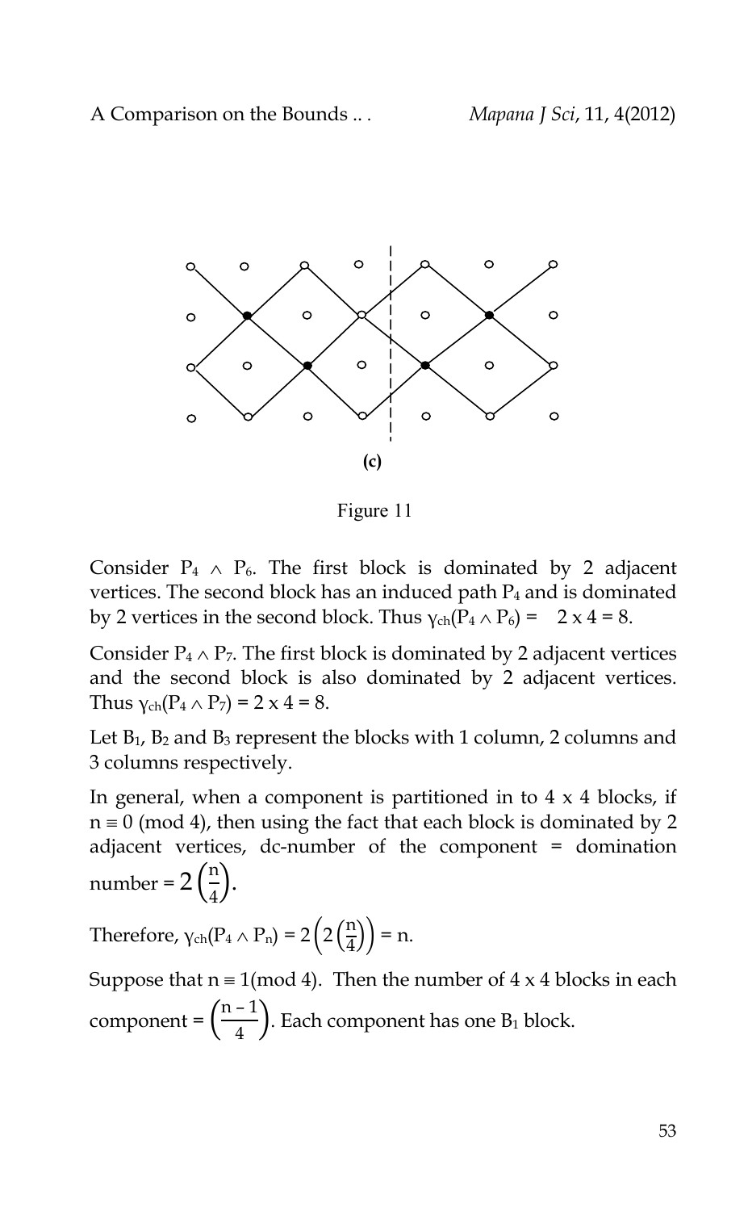(c)

Figure 11

Consider $P_4 \wedge P_6$. The first block is dominated by 2 adjacent vertices. The second block has an induced path $P_4$ and is dominated by 2 vertices in the second block. Thus $\gamma_{ch}(P_4 \wedge P_6) = 2 \times 4 = 8$.

Consider $P_4 \wedge P_7$. The first block is dominated by 2 adjacent vertices and the second block is also dominated by 2 adjacent vertices. Thus $\gamma_{ch}(P_4 \wedge P_7) = 2 \times 4 = 8$.

Let $B_1$, $B_2$ and $B_3$ represent the blocks with 1 column, 2 columns and 3 columns respectively.

In general, when a component is partitioned in to 4 x 4 blocks, if $n \equiv 0 \pmod 4$, then using the fact that each block is dominated by 2 adjacent vertices, dc-number of the component = domination number = $2\left(\frac{n}{4}\right)$.

Therefore, $\gamma_{ch}(P_4 \wedge P_n) = 2\left(2\left(\frac{n}{4}\right)\right) = n$.

Suppose that $n \equiv 1 \pmod 4$. Then the number of 4 x 4 blocks in each component = $\left(\frac{n-1}{4}\right)$. Each component has one $B_1$ block.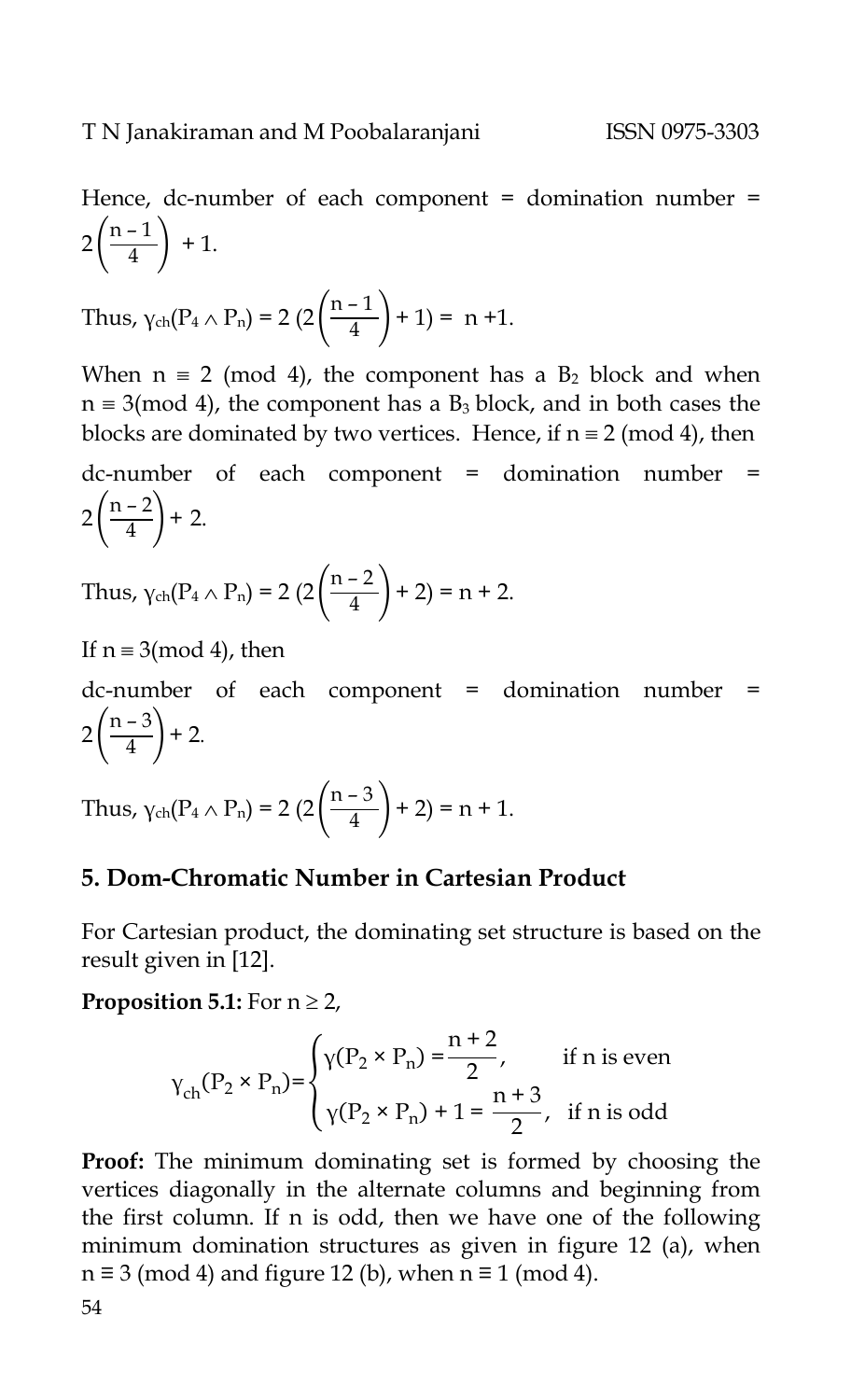Hence, dc-number of each component = domination number = $2\left(\frac{n-1}{4}\right) + 1$.

Thus, $\gamma_{ch}(P_4 \wedge P_n) = 2\,(2\left(\frac{n-1}{4}\right) + 1) = n + 1$.

When $n \equiv 2 \pmod 4$, the component has a $B_2$ block and when $n \equiv 3 \pmod 4$, the component has a $B_3$ block, and in both cases the blocks are dominated by two vertices. Hence, if $n \equiv 2 \pmod 4$, then

dc-number of each component = domination number = $2\left(\frac{n-2}{4}\right) + 2$.

Thus, $\gamma_{ch}(P_4 \wedge P_n) = 2\,(2\left(\frac{n-2}{4}\right) + 2) = n + 2$.

If $n \equiv 3 \pmod 4$, then

dc-number of each component = domination number = $2\left(\frac{n-3}{4}\right) + 2$.

Thus, $\gamma_{ch}(P_4 \wedge P_n) = 2\,(2\left(\frac{n-3}{4}\right) + 2) = n + 1$.

## 5. Dom-Chromatic Number in Cartesian Product

For Cartesian product, the dominating set structure is based on the result given in [12].

**Proposition 5.1:** For $n \geq 2$,

$$\gamma_{ch}(P_2 \times P_n) = \begin{cases} \gamma(P_2 \times P_n) = \dfrac{n+2}{2}, & \text{if n is even} \\ \gamma(P_2 \times P_n) + 1 = \dfrac{n+3}{2}, & \text{if n is odd} \end{cases}$$

**Proof:** The minimum dominating set is formed by choosing the vertices diagonally in the alternate columns and beginning from the first column. If n is odd, then we have one of the following minimum domination structures as given in figure 12 (a), when $n \equiv 3 \pmod 4$ and figure 12 (b), when $n \equiv 1 \pmod 4$.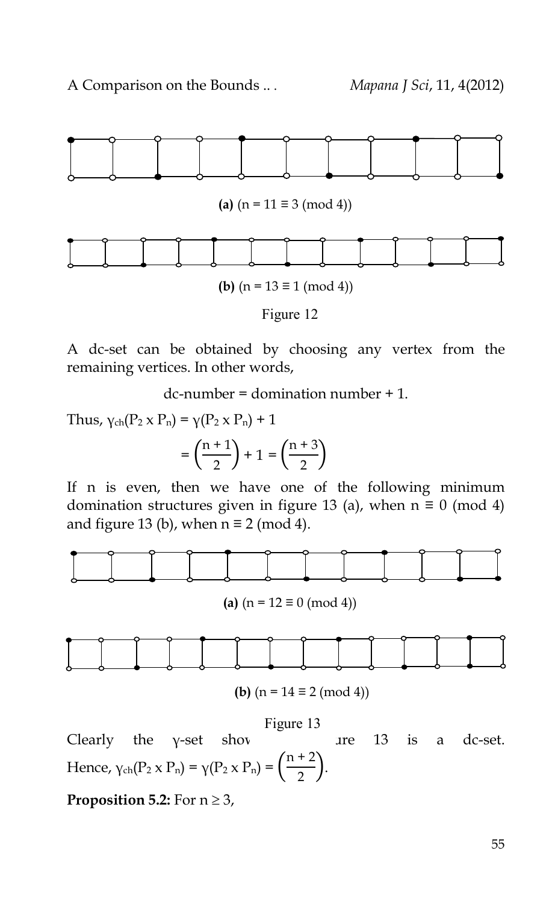**(a)** (n = 11 ≡ 3 (mod 4))

**(b)** (n = 13 ≡ 1 (mod 4))

Figure 12

A dc-set can be obtained by choosing any vertex from the remaining vertices. In other words,

dc-number = domination number + 1.

Thus, $\gamma_{ch}(P_2 \times P_n) = \gamma(P_2 \times P_n) + 1$

$$= \left(\frac{n+1}{2}\right) + 1 = \left(\frac{n+3}{2}\right)$$

If n is even, then we have one of the following minimum domination structures given in figure 13 (a), when n ≡ 0 (mod 4) and figure 13 (b), when n ≡ 2 (mod 4).

**(a)** (n = 12 ≡ 0 (mod 4))

**(b)** (n = 14 ≡ 2 (mod 4))

Figure 13

Clearly the γ-set shov ... ıre 13 is a dc-set. Hence, $\gamma_{ch}(P_2 \times P_n) = \gamma(P_2 \times P_n) = \left(\frac{n+2}{2}\right)$.

**Proposition 5.2:** For $n \geq 3$,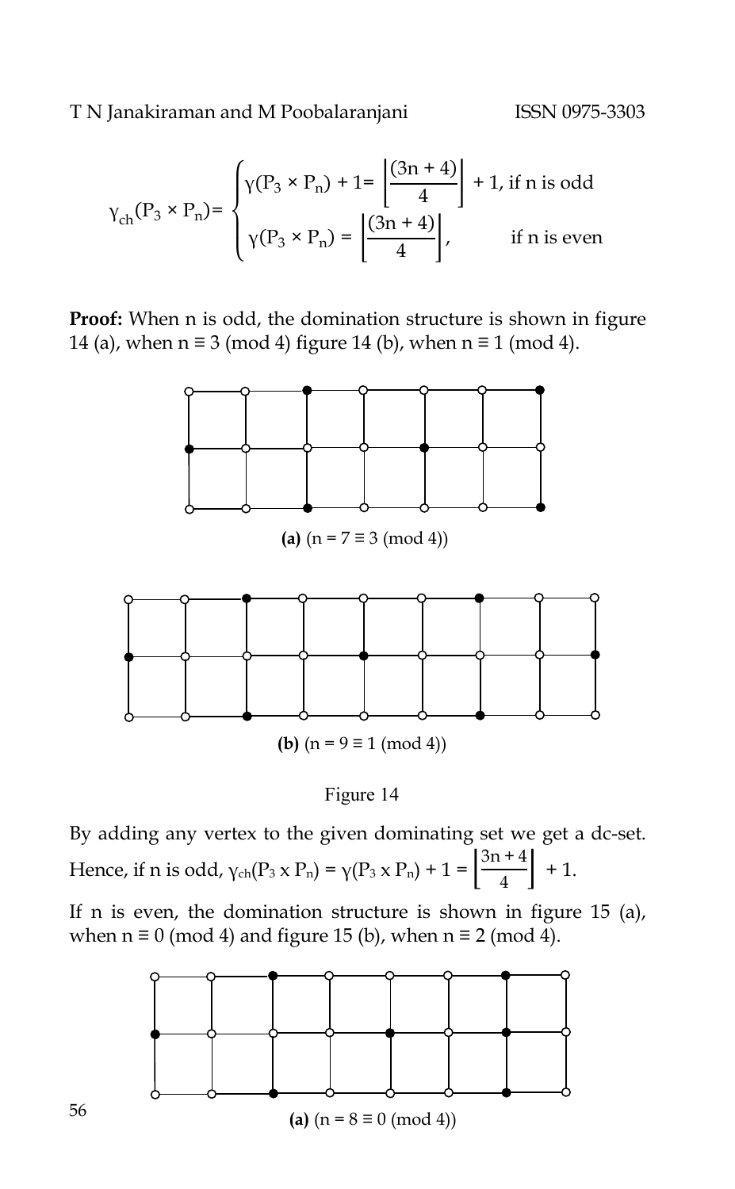$$
\gamma_{ch}(P_3 \times P_n) = \begin{cases} \gamma(P_3 \times P_n) + 1 = \left\lfloor \dfrac{(3n+4)}{4} \right\rfloor + 1, & \text{if n is odd} \\ \gamma(P_3 \times P_n) = \left\lfloor \dfrac{(3n+4)}{4} \right\rfloor, & \text{if n is even} \end{cases}
$$

**Proof:** When n is odd, the domination structure is shown in figure 14 (a), when $n \equiv 3 \pmod 4$ figure 14 (b), when $n \equiv 1 \pmod 4$.

**(a)** ($n = 7 \equiv 3 \pmod 4$)

**(b)** ($n = 9 \equiv 1 \pmod 4$)

Figure 14

By adding any vertex to the given dominating set we get a dc-set. Hence, if n is odd, $\gamma_{ch}(P_3 \times P_n) = \gamma(P_3 \times P_n) + 1 = \left\lfloor \frac{3n+4}{4} \right\rfloor + 1$.

If n is even, the domination structure is shown in figure 15 (a), when $n \equiv 0 \pmod 4$ and figure 15 (b), when $n \equiv 2 \pmod 4$.

**(a)** ($n = 8 \equiv 0 \pmod 4$)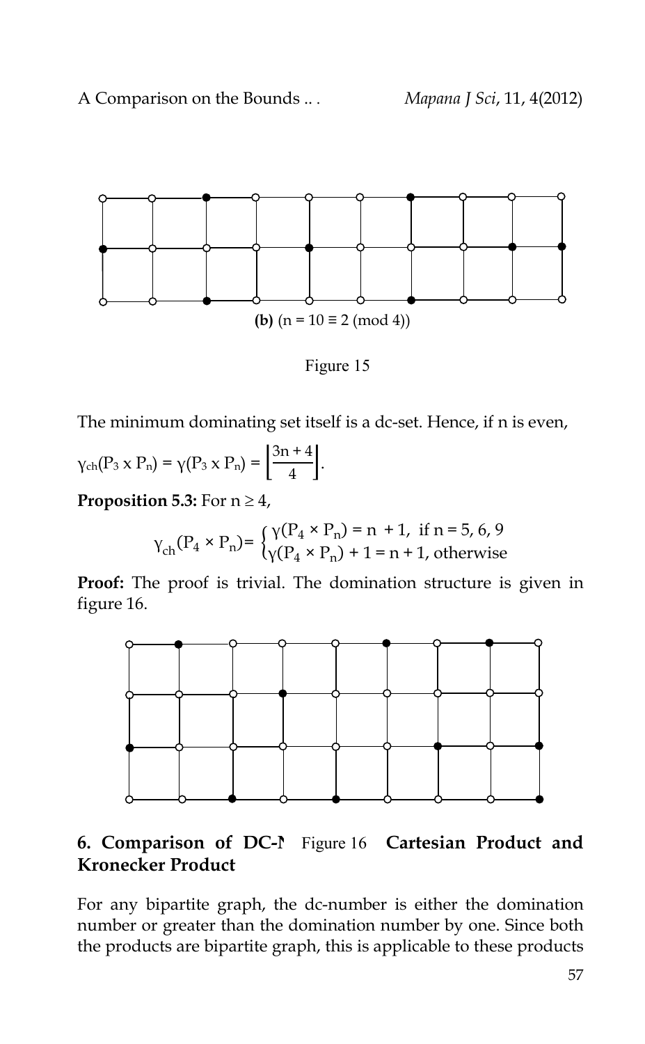(b) ($n = 10 \equiv 2 \pmod 4$)

Figure 15

The minimum dominating set itself is a dc-set. Hence, if n is even,

$$\gamma_{ch}(P_3 \times P_n) = \gamma(P_3 \times P_n) = \left\lfloor \frac{3n+4}{4} \right\rfloor.$$

**Proposition 5.3:** For $n \geq 4$,

$$\gamma_{ch}(P_4 \times P_n) = \begin{cases} \gamma(P_4 \times P_n) = n + 1, & \text{if } n = 5, 6, 9 \\ \gamma(P_4 \times P_n) + 1 = n + 1, & \text{otherwise} \end{cases}$$

**Proof:** The proof is trivial. The domination structure is given in figure 16.

Figure 16

## 6. Comparison of DC-Number of Cartesian Product and Kronecker Product

For any bipartite graph, the dc-number is either the domination number or greater than the domination number by one. Since both the products are bipartite graph, this is applicable to these products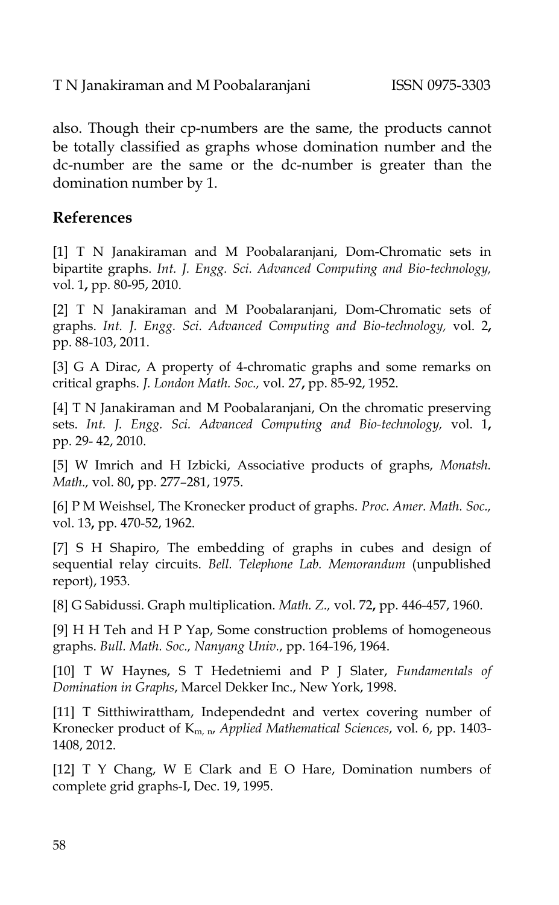also. Though their cp-numbers are the same, the products cannot be totally classified as graphs whose domination number and the dc-number are the same or the dc-number is greater than the domination number by 1.

## References

[1] T N Janakiraman and M Poobalaranjani, Dom-Chromatic sets in bipartite graphs. *Int. J. Engg. Sci. Advanced Computing and Bio-technology,* vol. 1**,** pp. 80-95, 2010.

[2] T N Janakiraman and M Poobalaranjani, Dom-Chromatic sets of graphs. *Int. J. Engg. Sci. Advanced Computing and Bio-technology,* vol. 2**,** pp. 88-103, 2011.

[3] G A Dirac, A property of 4-chromatic graphs and some remarks on critical graphs. *J. London Math. Soc.,* vol. 27**,** pp. 85-92, 1952.

[4] T N Janakiraman and M Poobalaranjani, On the chromatic preserving sets. *Int. J. Engg. Sci. Advanced Computing and Bio-technology,* vol. 1**,** pp. 29- 42, 2010.

[5] W Imrich and H Izbicki, Associative products of graphs, *Monatsh. Math.,* vol. 80**,** pp. 277–281, 1975.

[6] P M Weishsel, The Kronecker product of graphs. *Proc. Amer. Math. Soc.,* vol. 13**,** pp. 470-52, 1962.

[7] S H Shapiro, The embedding of graphs in cubes and design of sequential relay circuits. *Bell. Telephone Lab. Memorandum* (unpublished report), 1953.

[8] G Sabidussi. Graph multiplication. *Math. Z.,* vol. 72**,** pp. 446-457, 1960.

[9] H H Teh and H P Yap, Some construction problems of homogeneous graphs. *Bull. Math. Soc., Nanyang Univ.*, pp. 164-196, 1964.

[10] T W Haynes, S T Hedetniemi and P J Slater, *Fundamentals of Domination in Graphs*, Marcel Dekker Inc., New York, 1998.

[11] T Sitthiwirattham, Independednt and vertex covering number of Kronecker product of $K_{m,\, n}$, *Applied Mathematical Sciences*, vol. 6, pp. 1403-1408, 2012.

[12] T Y Chang, W E Clark and E O Hare, Domination numbers of complete grid graphs-I, Dec. 19, 1995.